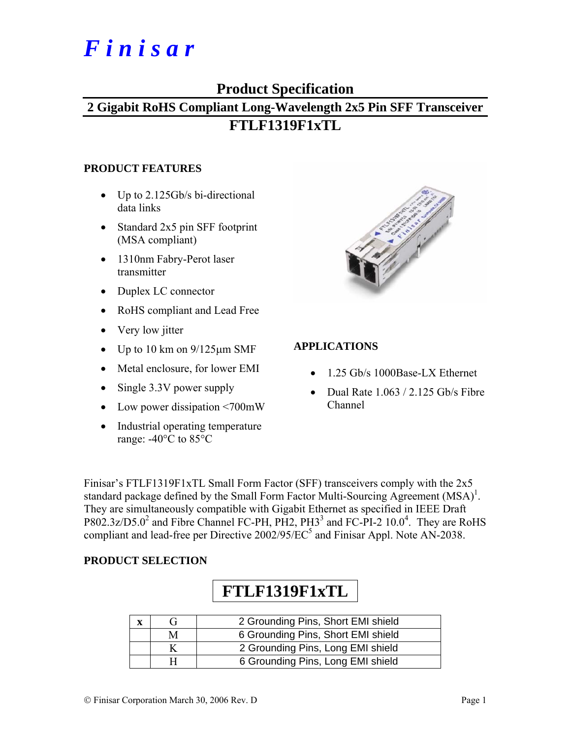# Finisar

## Product Specification

## 2 Gigabit RoHS Compliant Long-Wavelength 2x5 Pin SFF Transceiver

## FTLF1319F1xTL

### PRODUCT FEATURES

- Up to 2.125Gb/s bi-directional data links
- Standard 2x5 pin SFF footprint (MSA compliant)
- 1310nm Fabry-Perot laser transmitter
- Duplex LC connector
- RoHS compliant and Lead Free
- Very low jitter
- Up to 10 km on 9/125μm SMF
- Metal enclosure, for lower EMI
- Single 3.3V power supply
- Low power dissipation <700mW
- Industrial operating temperature range: -40°C to 85°C

### APPLICATIONS

- 1.25 Gb/s 1000Base-LX Ethernet
- Dual Rate 1.063 / 2.125 Gb/s Fibre Channel

Finisar's FTLF1319F1xTL Small Form Factor (SFF) transceivers comply with the 2x5 standard package defined by the Small Form Factor Multi-Sourcing Agreement (MSA)[1]. They are simultaneously compatible with Gigabit Ethernet as specified in IEEE Draft P802.3z/D5.0[2] and Fibre Channel FC-PH, PH2, PH3[3] and FC-PI-2 10.0[4]. They are RoHS compliant and lead-free per Directive 2002/95/EC[5] and Finisar Appl. Note AN-2038.

### PRODUCT SELECTION

**FTLF1319F1xTL**

| x | | |
|---|---|---|
| | G | 2 Grounding Pins, Short EMI shield |
| | M | 6 Grounding Pins, Short EMI shield |
| | K | 2 Grounding Pins, Long EMI shield |
| | H | 6 Grounding Pins, Long EMI shield |

© Finisar Corporation March 30, 2006 Rev. D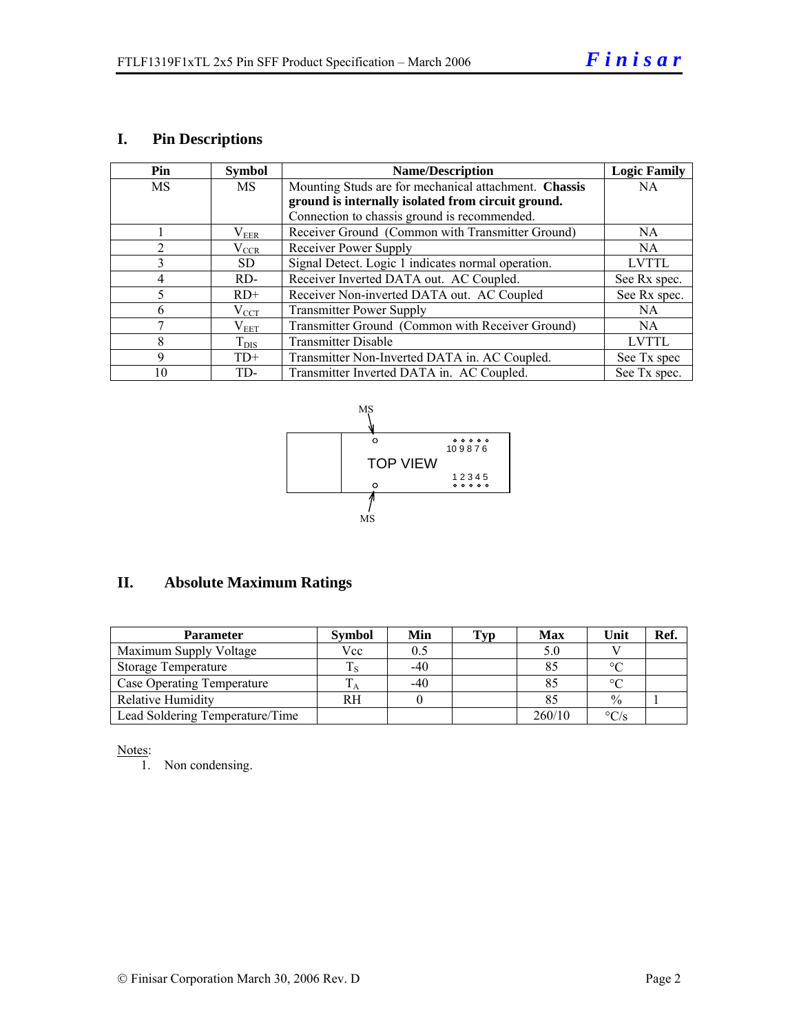## I. Pin Descriptions

| Pin | Symbol | Name/Description | Logic Family |
|---|---|---|---|
| MS | MS | Mounting Studs are for mechanical attachment. **Chassis ground is internally isolated from circuit ground.** Connection to chassis ground is recommended. | NA |
| 1 | $V_{EER}$ | Receiver Ground (Common with Transmitter Ground) | NA |
| 2 | $V_{CCR}$ | Receiver Power Supply | NA |
| 3 | SD | Signal Detect. Logic 1 indicates normal operation. | LVTTL |
| 4 | RD- | Receiver Inverted DATA out. AC Coupled. | See Rx spec. |
| 5 | RD+ | Receiver Non-inverted DATA out. AC Coupled | See Rx spec. |
| 6 | $V_{CCT}$ | Transmitter Power Supply | NA |
| 7 | $V_{EET}$ | Transmitter Ground (Common with Receiver Ground) | NA |
| 8 | $T_{DIS}$ | Transmitter Disable | LVTTL |
| 9 | TD+ | Transmitter Non-Inverted DATA in. AC Coupled. | See Tx spec |
| 10 | TD- | Transmitter Inverted DATA in. AC Coupled. | See Tx spec. |

MS

10 9 8 7 6

TOP VIEW

1 2 3 4 5

MS

## II. Absolute Maximum Ratings

| Parameter | Symbol | Min | Typ | Max | Unit | Ref. |
|---|---|---|---|---|---|---|
| Maximum Supply Voltage | Vcc | 0.5 | | 5.0 | V | |
| Storage Temperature | $T_S$ | -40 | | 85 | °C | |
| Case Operating Temperature | $T_A$ | -40 | | 85 | °C | |
| Relative Humidity | RH | 0 | | 85 | % | 1 |
| Lead Soldering Temperature/Time | | | | 260/10 | °C/s | |

Notes:

1. Non condensing.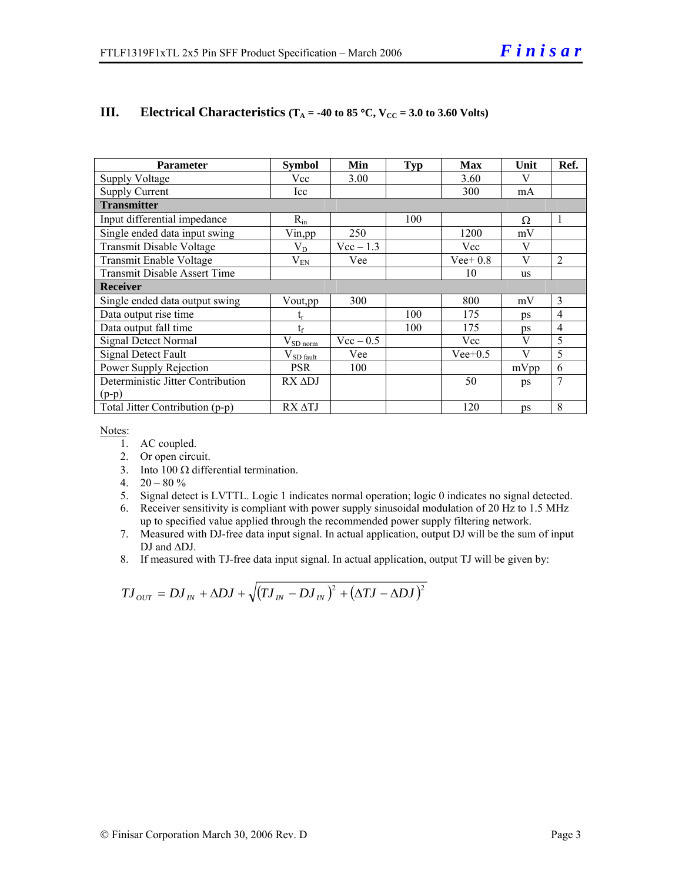## III. Electrical Characteristics ($T_A$ = -40 to 85 °C, $V_{CC}$ = 3.0 to 3.60 Volts)

| Parameter | Symbol | Min | Typ | Max | Unit | Ref. |
|---|---|---|---|---|---|---|
| Supply Voltage | Vcc | 3.00 | | 3.60 | V | |
| Supply Current | Icc | | | 300 | mA | |
| **Transmitter** | | | | | | |
| Input differential impedance | $R_{in}$ | | 100 | | Ω | 1 |
| Single ended data input swing | Vin,pp | 250 | | 1200 | mV | |
| Transmit Disable Voltage | $V_D$ | Vcc – 1.3 | | Vcc | V | |
| Transmit Enable Voltage | $V_{EN}$ | Vee | | Vee+ 0.8 | V | 2 |
| Transmit Disable Assert Time | | | | 10 | us | |
| **Receiver** | | | | | | |
| Single ended data output swing | Vout,pp | 300 | | 800 | mV | 3 |
| Data output rise time | $t_r$ | | 100 | 175 | ps | 4 |
| Data output fall time | $t_f$ | | 100 | 175 | ps | 4 |
| Signal Detect Normal | $V_{SD\ norm}$ | Vcc – 0.5 | | Vcc | V | 5 |
| Signal Detect Fault | $V_{SD\ fault}$ | Vee | | Vee+0.5 | V | 5 |
| Power Supply Rejection | PSR | 100 | | | mVpp | 6 |
| Deterministic Jitter Contribution (p-p) | RX ΔDJ | | | 50 | ps | 7 |
| Total Jitter Contribution (p-p) | RX ΔTJ | | | 120 | ps | 8 |

Notes:

1. AC coupled.
2. Or open circuit.
3. Into 100 Ω differential termination.
4. 20 – 80 %
5. Signal detect is LVTTL. Logic 1 indicates normal operation; logic 0 indicates no signal detected.
6. Receiver sensitivity is compliant with power supply sinusoidal modulation of 20 Hz to 1.5 MHz up to specified value applied through the recommended power supply filtering network.
7. Measured with DJ-free data input signal. In actual application, output DJ will be the sum of input DJ and ΔDJ.
8. If measured with TJ-free data input signal. In actual application, output TJ will be given by:

$$TJ_{OUT} = DJ_{IN} + \Delta DJ + \sqrt{(TJ_{IN} - DJ_{IN})^2 + (\Delta TJ - \Delta DJ)^2}$$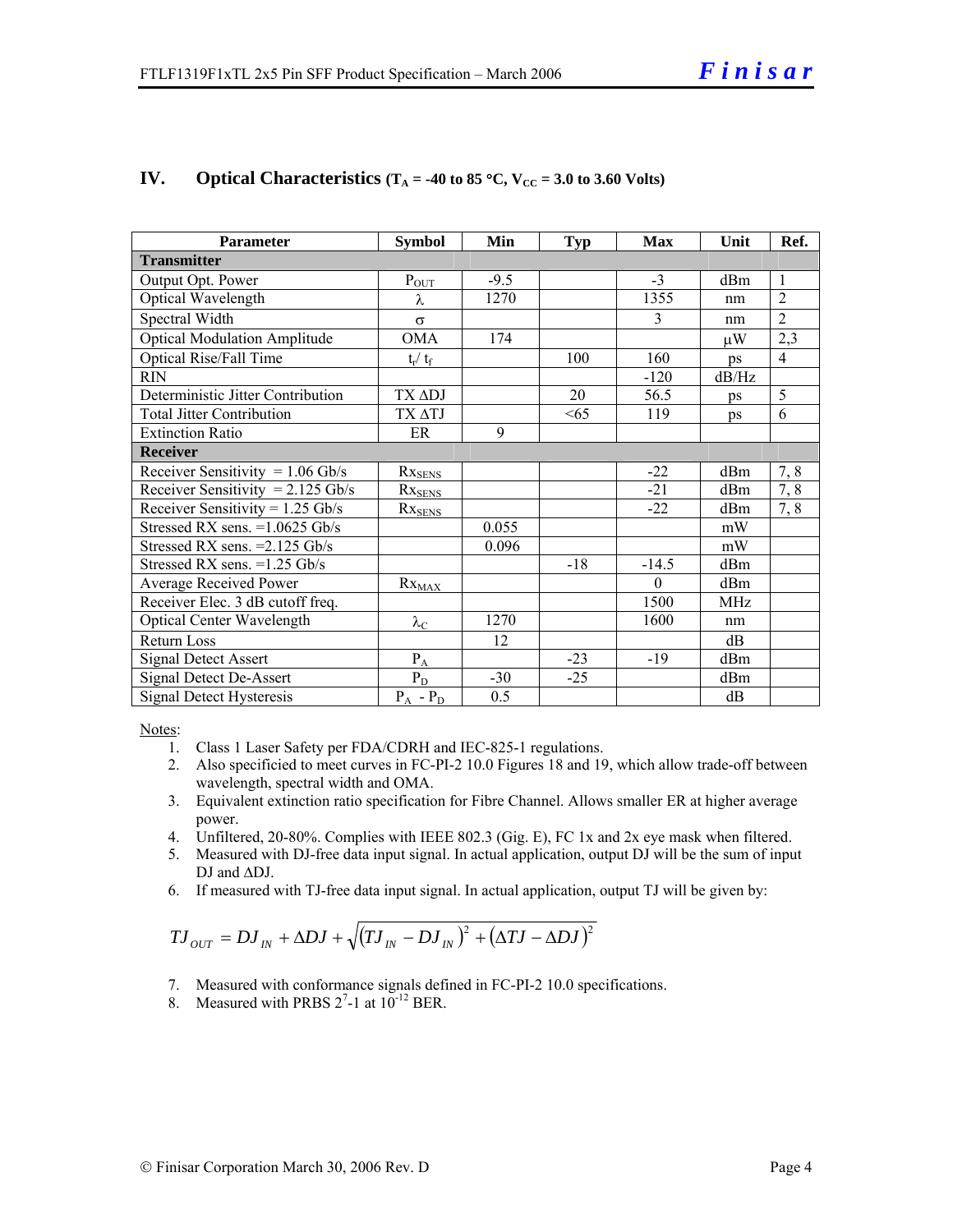## IV. Optical Characteristics ($T_A$ = -40 to 85 °C, $V_{CC}$ = 3.0 to 3.60 Volts)

| Parameter | Symbol | Min | Typ | Max | Unit | Ref. |
|---|---|---|---|---|---|---|
| **Transmitter** | | | | | | |
| Output Opt. Power | $P_{OUT}$ | -9.5 | | -3 | dBm | 1 |
| Optical Wavelength | $\lambda$ | 1270 | | 1355 | nm | 2 |
| Spectral Width | $\sigma$ | | | 3 | nm | 2 |
| Optical Modulation Amplitude | OMA | 174 | | | μW | 2,3 |
| Optical Rise/Fall Time | $t_r$/ $t_f$ | | 100 | 160 | ps | 4 |
| RIN | | | | -120 | dB/Hz | |
| Deterministic Jitter Contribution | TX ΔDJ | | 20 | 56.5 | ps | 5 |
| Total Jitter Contribution | TX ΔTJ | | <65 | 119 | ps | 6 |
| Extinction Ratio | ER | 9 | | | | |
| **Receiver** | | | | | | |
| Receiver Sensitivity = 1.06 Gb/s | $Rx_{SENS}$ | | | -22 | dBm | 7, 8 |
| Receiver Sensitivity = 2.125 Gb/s | $Rx_{SENS}$ | | | -21 | dBm | 7, 8 |
| Receiver Sensitivity = 1.25 Gb/s | $Rx_{SENS}$ | | | -22 | dBm | 7, 8 |
| Stressed RX sens. =1.0625 Gb/s | | 0.055 | | | mW | |
| Stressed RX sens. =2.125 Gb/s | | 0.096 | | | mW | |
| Stressed RX sens. =1.25 Gb/s | | | -18 | -14.5 | dBm | |
| Average Received Power | $Rx_{MAX}$ | | | 0 | dBm | |
| Receiver Elec. 3 dB cutoff freq. | | | | 1500 | MHz | |
| Optical Center Wavelength | $\lambda_C$ | 1270 | | 1600 | nm | |
| Return Loss | | 12 | | | dB | |
| Signal Detect Assert | $P_A$ | | -23 | -19 | dBm | |
| Signal Detect De-Assert | $P_D$ | -30 | -25 | | dBm | |
| Signal Detect Hysteresis | $P_A$ - $P_D$ | 0.5 | | | dB | |

Notes:

1. Class 1 Laser Safety per FDA/CDRH and IEC-825-1 regulations.
2. Also specificied to meet curves in FC-PI-2 10.0 Figures 18 and 19, which allow trade-off between wavelength, spectral width and OMA.
3. Equivalent extinction ratio specification for Fibre Channel. Allows smaller ER at higher average power.
4. Unfiltered, 20-80%. Complies with IEEE 802.3 (Gig. E), FC 1x and 2x eye mask when filtered.
5. Measured with DJ-free data input signal. In actual application, output DJ will be the sum of input DJ and ΔDJ.
6. If measured with TJ-free data input signal. In actual application, output TJ will be given by:

$$TJ_{OUT} = DJ_{IN} + \Delta DJ + \sqrt{(TJ_{IN} - DJ_{IN})^2 + (\Delta TJ - \Delta DJ)^2}$$

7. Measured with conformance signals defined in FC-PI-2 10.0 specifications.
8. Measured with PRBS $2^7$-1 at $10^{-12}$ BER.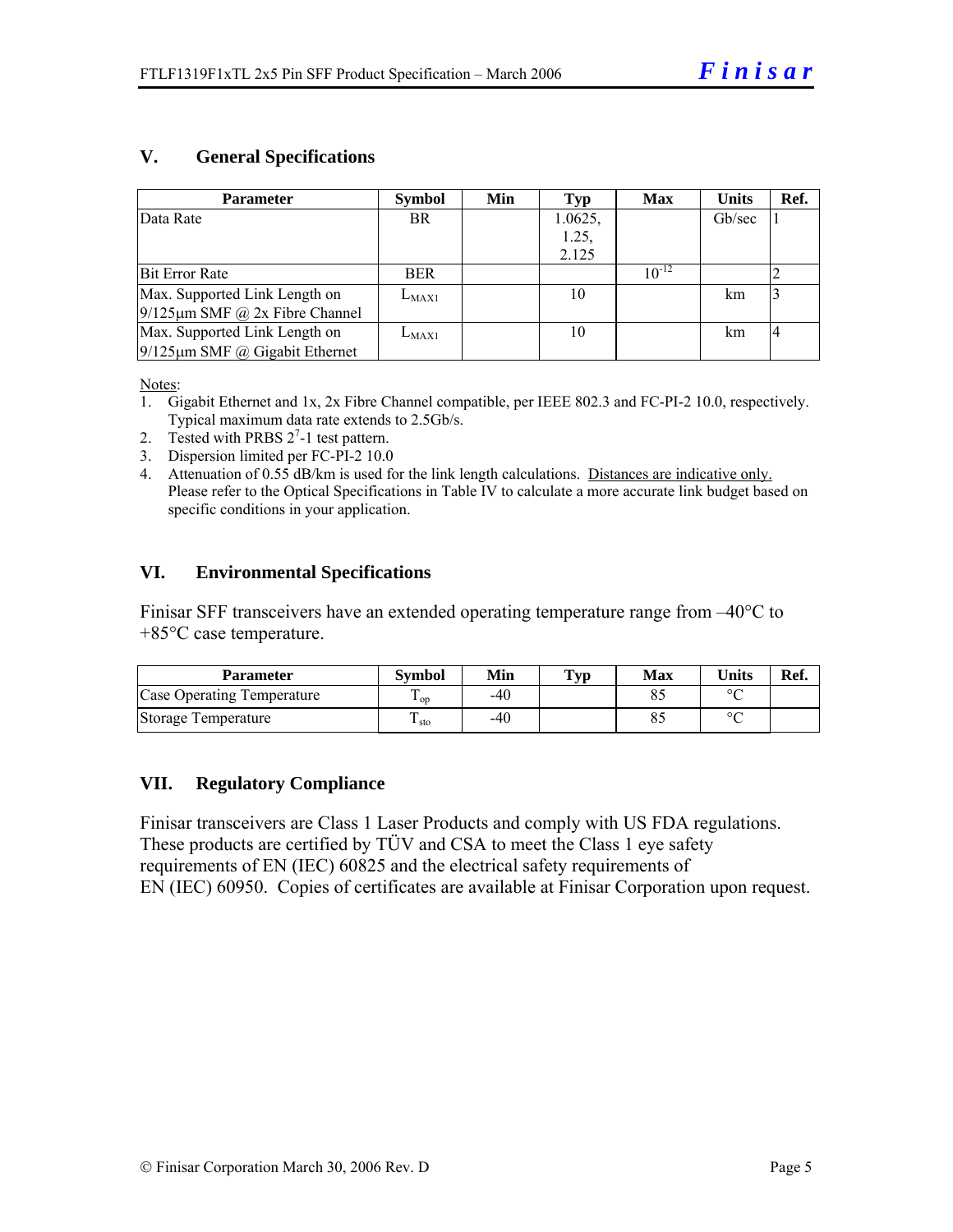## V. General Specifications

| Parameter | Symbol | Min | Typ | Max | Units | Ref. |
|---|---|---|---|---|---|---|
| Data Rate | BR | | 1.0625, 1.25, 2.125 | | Gb/sec | 1 |
| Bit Error Rate | BER | | | $10^{-12}$ | | 2 |
| Max. Supported Link Length on 9/125µm SMF @ 2x Fibre Channel | $L_{MAX1}$ | | 10 | | km | 3 |
| Max. Supported Link Length on 9/125µm SMF @ Gigabit Ethernet | $L_{MAX1}$ | | 10 | | km | 4 |

Notes:

1. Gigabit Ethernet and 1x, 2x Fibre Channel compatible, per IEEE 802.3 and FC-PI-2 10.0, respectively. Typical maximum data rate extends to 2.5Gb/s.
2. Tested with PRBS $2^7$-1 test pattern.
3. Dispersion limited per FC-PI-2 10.0
4. Attenuation of 0.55 dB/km is used for the link length calculations. Distances are indicative only. Please refer to the Optical Specifications in Table IV to calculate a more accurate link budget based on specific conditions in your application.

## VI. Environmental Specifications

Finisar SFF transceivers have an extended operating temperature range from –40°C to +85°C case temperature.

| Parameter | Symbol | Min | Typ | Max | Units | Ref. |
|---|---|---|---|---|---|---|
| Case Operating Temperature | $T_{op}$ | -40 | | 85 | °C | |
| Storage Temperature | $T_{sto}$ | -40 | | 85 | °C | |

## VII. Regulatory Compliance

Finisar transceivers are Class 1 Laser Products and comply with US FDA regulations. These products are certified by TÜV and CSA to meet the Class 1 eye safety requirements of EN (IEC) 60825 and the electrical safety requirements of EN (IEC) 60950. Copies of certificates are available at Finisar Corporation upon request.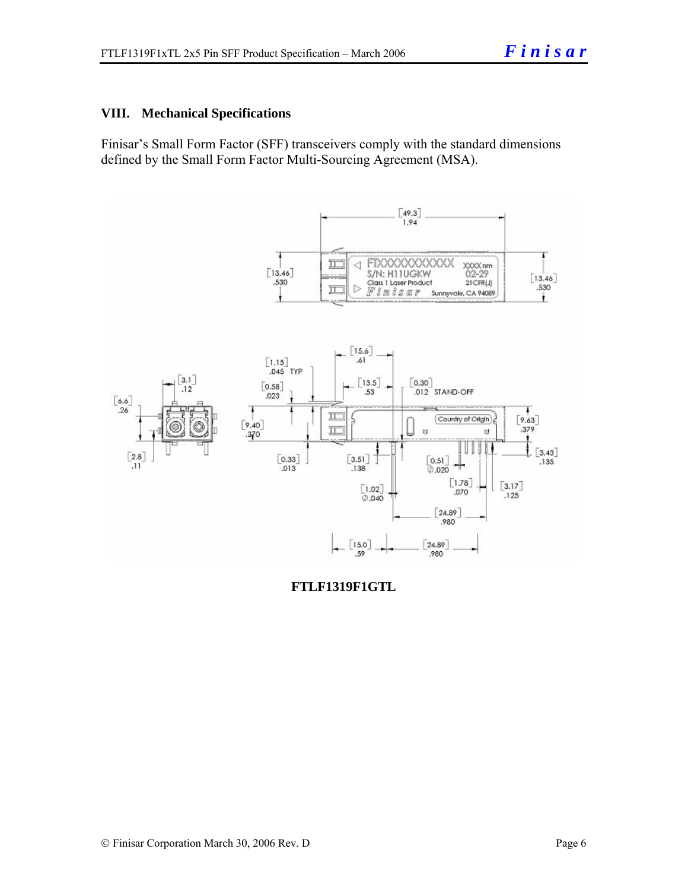## VIII. Mechanical Specifications

Finisar's Small Form Factor (SFF) transceivers comply with the standard dimensions defined by the Small Form Factor Multi-Sourcing Agreement (MSA).

**FTLF1319F1GTL**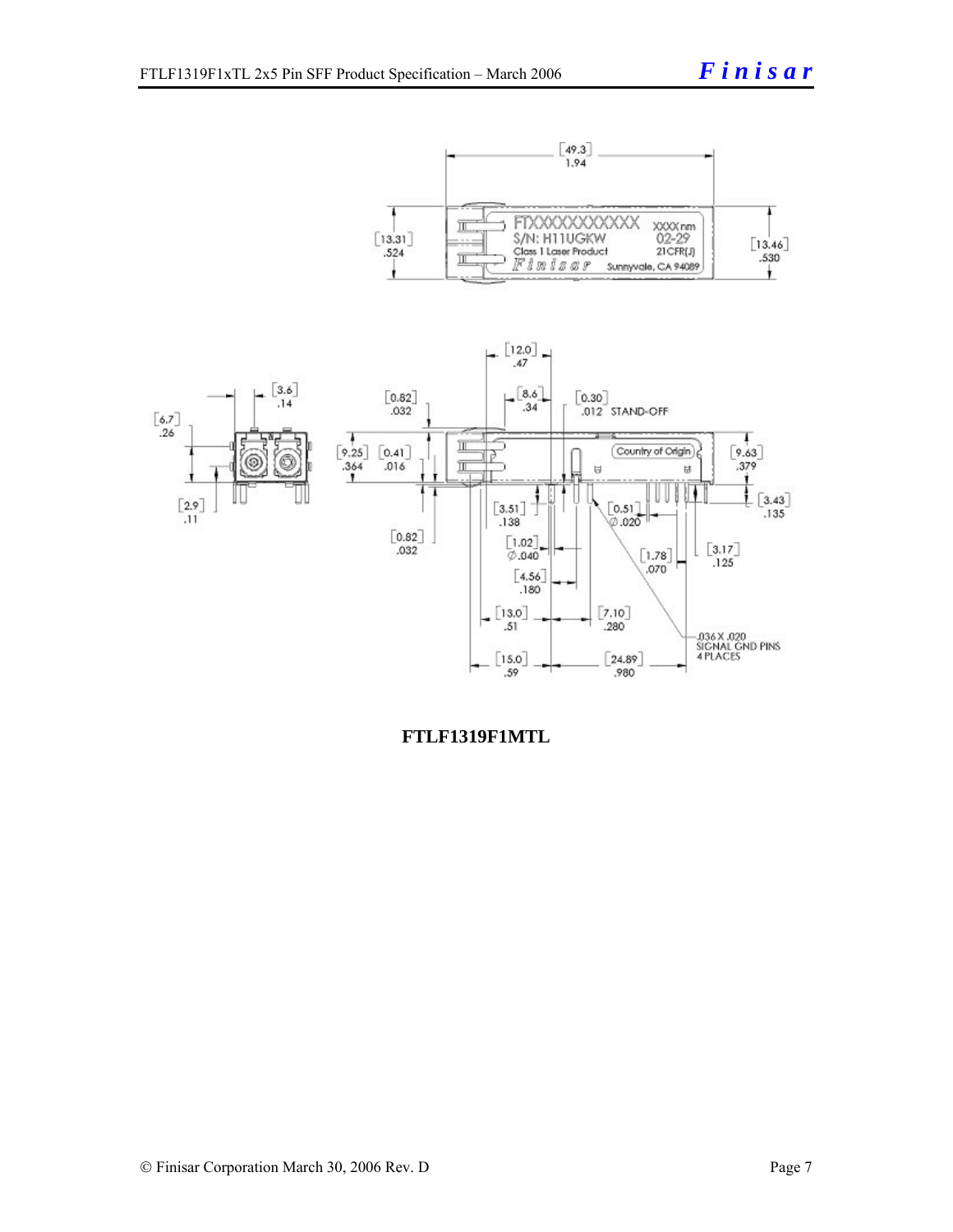**FTLF1319F1MTL**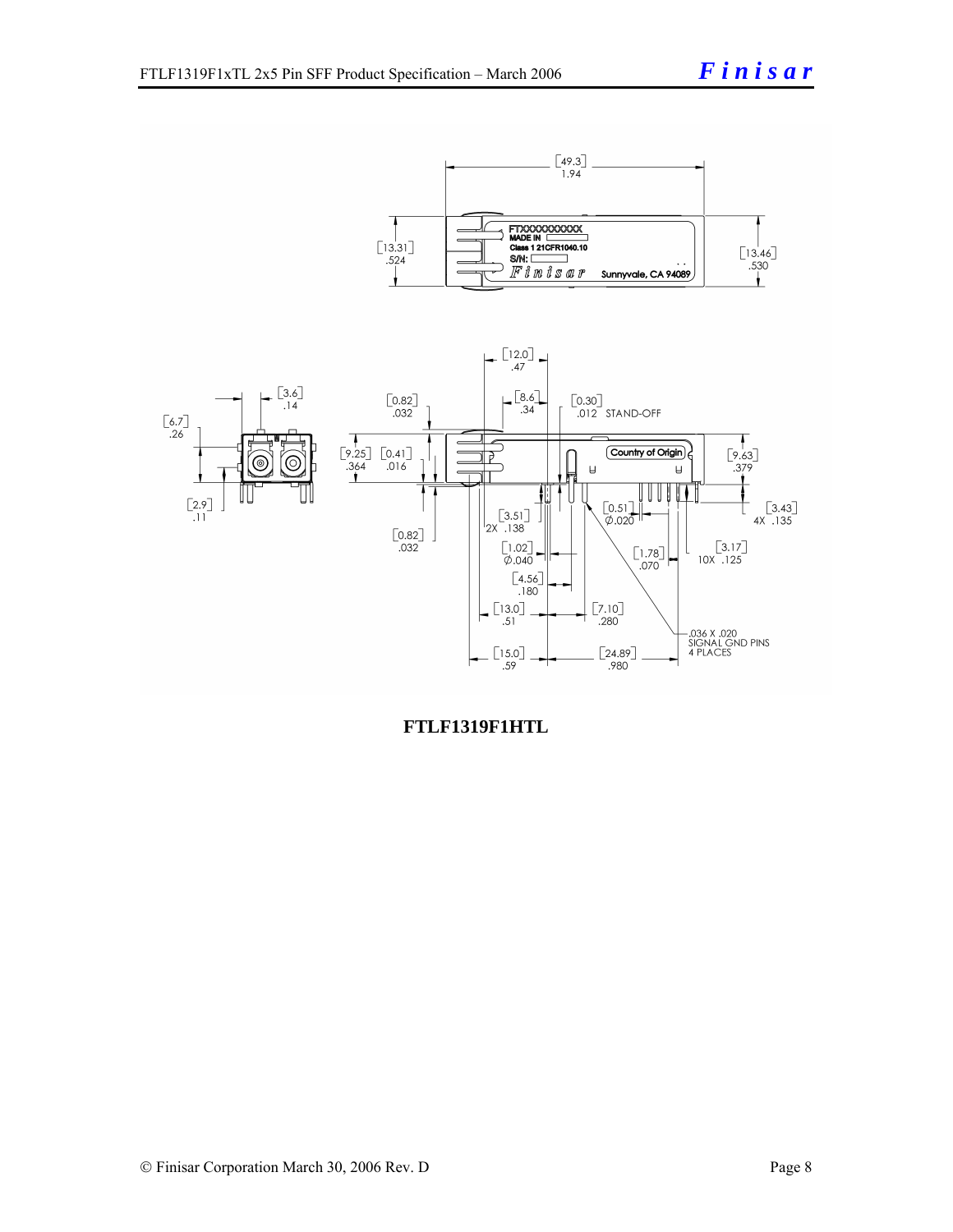**FTLF1319F1HTL**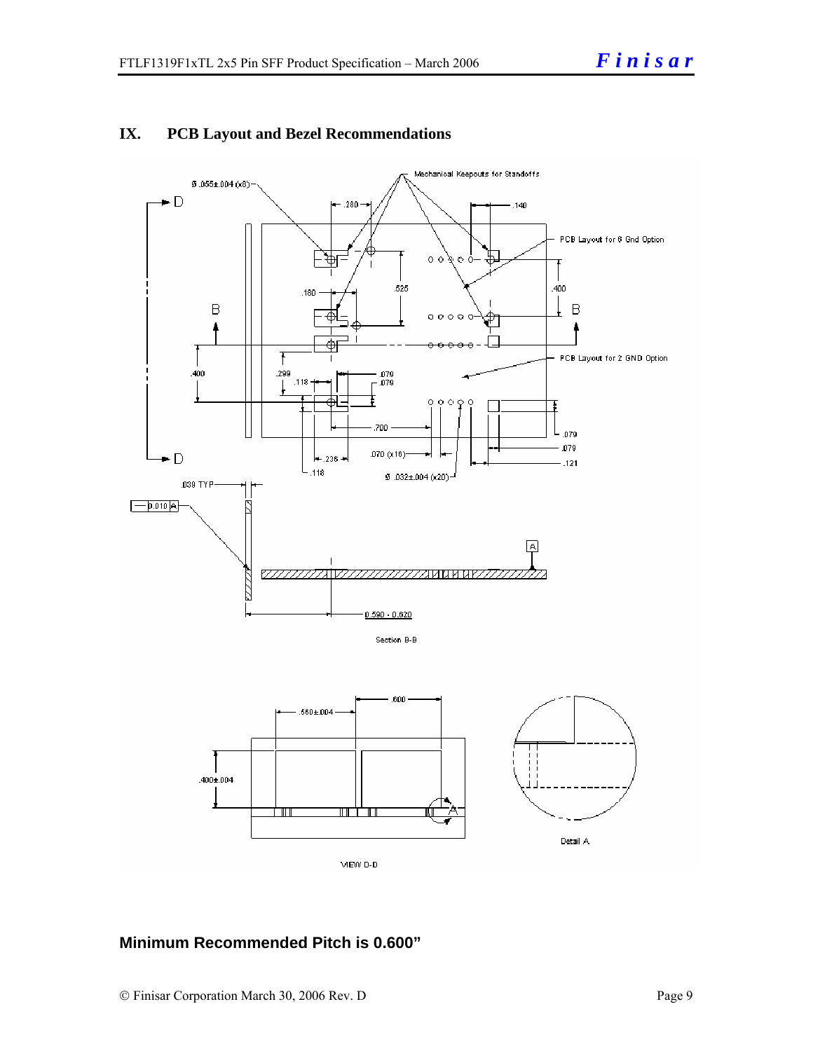## IX. PCB Layout and Bezel Recommendations

Mechanical Keepouts for Standoffs

Ø .055±.004 (x8)

.280

.140

PCB Layout for 6 Gnd Option

.525

.400

.180

B

B

PCB Layout for 2 GND Option

.400

.299

.118

.079

.079

.700

.079

.079

.070 (x16)

.121

.236

.118

Ø .032±.004 (x20)

D

D

.039 TYP

0.010 A

A

0.590 - 0.620

Section B-B

.560±.004

.600

.400±.004

A

Detail A

VIEW D-D

**Minimum Recommended Pitch is 0.600"**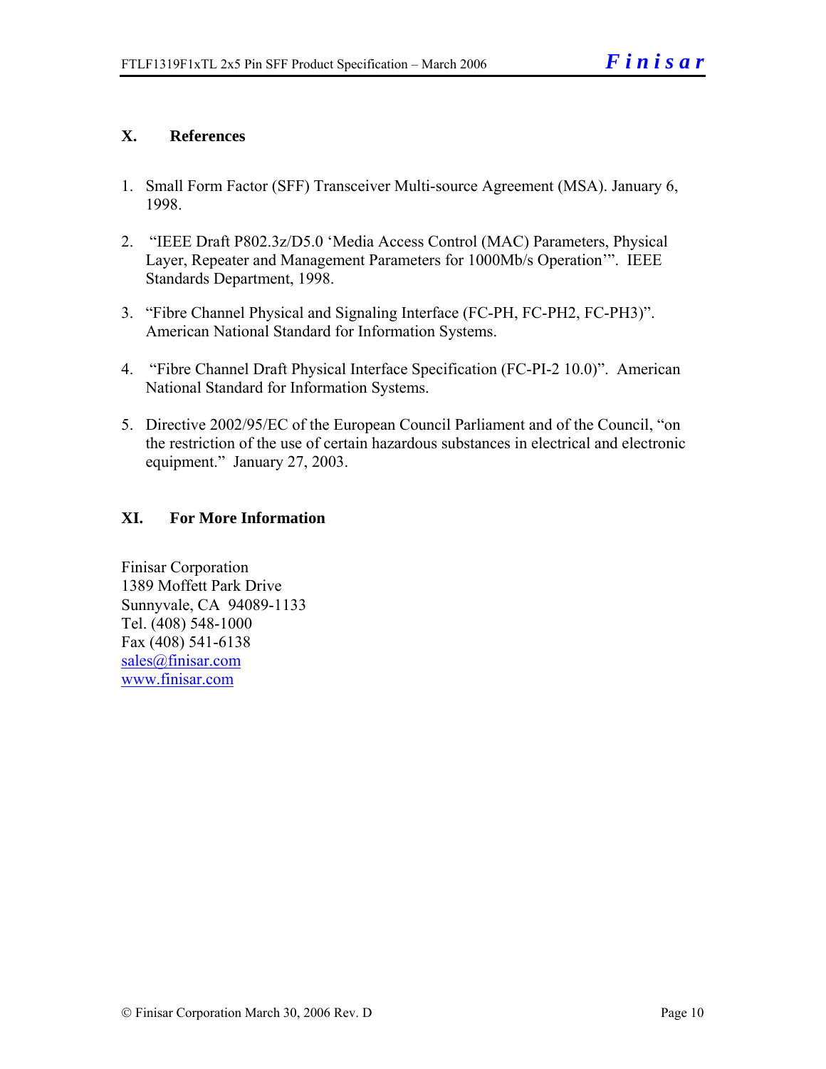## X. References

1. Small Form Factor (SFF) Transceiver Multi-source Agreement (MSA). January 6, 1998.

2. "IEEE Draft P802.3z/D5.0 'Media Access Control (MAC) Parameters, Physical Layer, Repeater and Management Parameters for 1000Mb/s Operation'". IEEE Standards Department, 1998.

3. "Fibre Channel Physical and Signaling Interface (FC-PH, FC-PH2, FC-PH3)". American National Standard for Information Systems.

4. "Fibre Channel Draft Physical Interface Specification (FC-PI-2 10.0)". American National Standard for Information Systems.

5. Directive 2002/95/EC of the European Council Parliament and of the Council, "on the restriction of the use of certain hazardous substances in electrical and electronic equipment." January 27, 2003.

## XI. For More Information

Finisar Corporation
1389 Moffett Park Drive
Sunnyvale, CA 94089-1133
Tel. (408) 548-1000
Fax (408) 541-6138
sales@finisar.com
www.finisar.com